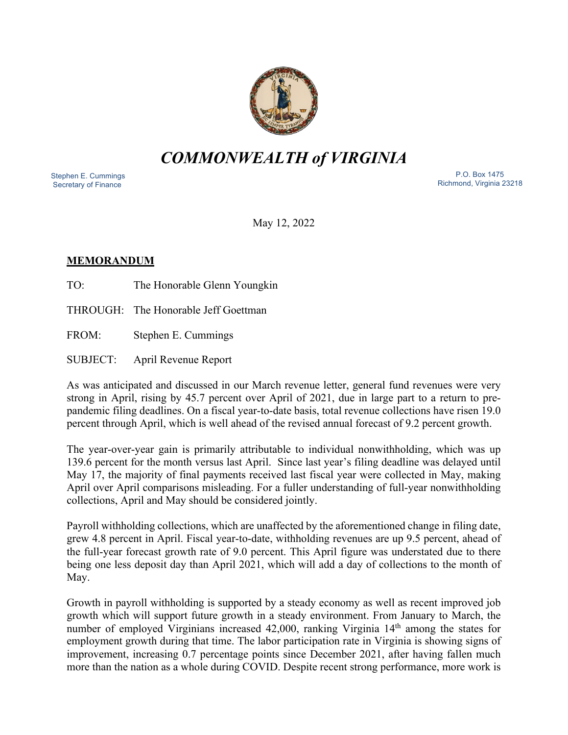# *COMMONWEALTH of VIRGINIA*

Stephen E. Cummings
Secretary of Finance

P.O. Box 1475
Richmond, Virginia 23218

May 12, 2022

**MEMORANDUM**

TO: The Honorable Glenn Youngkin

THROUGH: The Honorable Jeff Goettman

FROM: Stephen E. Cummings

SUBJECT: April Revenue Report

As was anticipated and discussed in our March revenue letter, general fund revenues were very strong in April, rising by 45.7 percent over April of 2021, due in large part to a return to pre-pandemic filing deadlines. On a fiscal year-to-date basis, total revenue collections have risen 19.0 percent through April, which is well ahead of the revised annual forecast of 9.2 percent growth.

The year-over-year gain is primarily attributable to individual nonwithholding, which was up 139.6 percent for the month versus last April. Since last year's filing deadline was delayed until May 17, the majority of final payments received last fiscal year were collected in May, making April over April comparisons misleading. For a fuller understanding of full-year nonwithholding collections, April and May should be considered jointly.

Payroll withholding collections, which are unaffected by the aforementioned change in filing date, grew 4.8 percent in April. Fiscal year-to-date, withholding revenues are up 9.5 percent, ahead of the full-year forecast growth rate of 9.0 percent. This April figure was understated due to there being one less deposit day than April 2021, which will add a day of collections to the month of May.

Growth in payroll withholding is supported by a steady economy as well as recent improved job growth which will support future growth in a steady environment. From January to March, the number of employed Virginians increased 42,000, ranking Virginia 14th among the states for employment growth during that time. The labor participation rate in Virginia is showing signs of improvement, increasing 0.7 percentage points since December 2021, after having fallen much more than the nation as a whole during COVID. Despite recent strong performance, more work is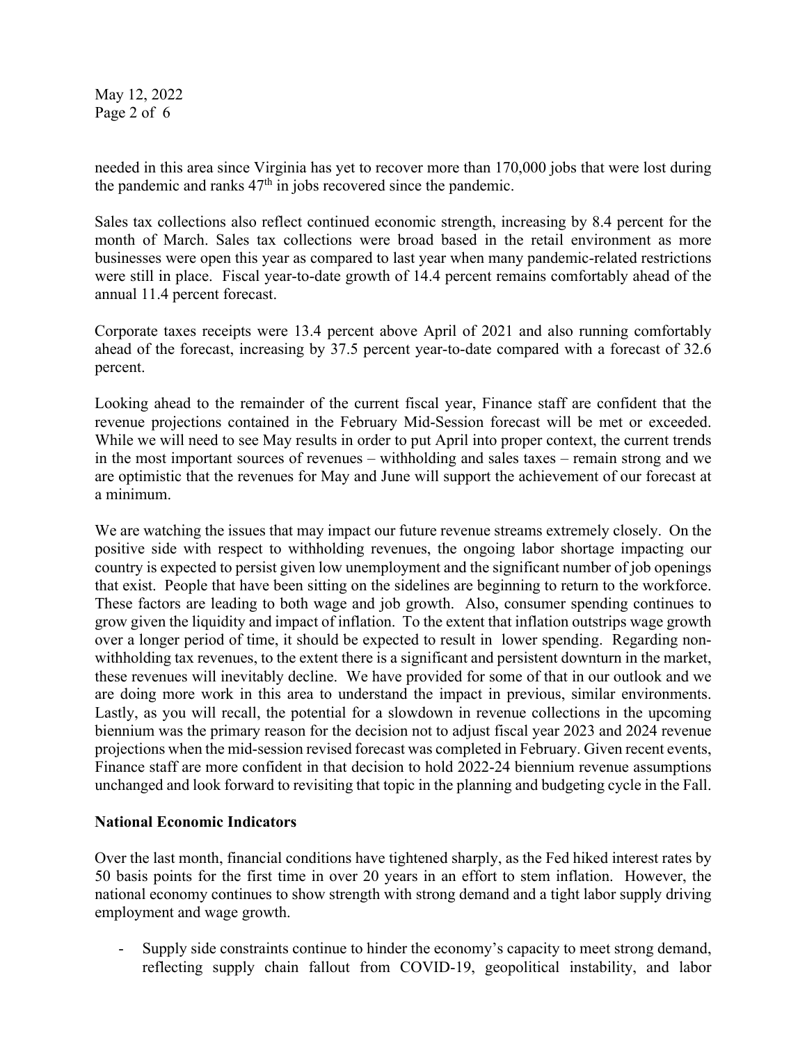needed in this area since Virginia has yet to recover more than 170,000 jobs that were lost during the pandemic and ranks 47th in jobs recovered since the pandemic.

Sales tax collections also reflect continued economic strength, increasing by 8.4 percent for the month of March. Sales tax collections were broad based in the retail environment as more businesses were open this year as compared to last year when many pandemic-related restrictions were still in place. Fiscal year-to-date growth of 14.4 percent remains comfortably ahead of the annual 11.4 percent forecast.

Corporate taxes receipts were 13.4 percent above April of 2021 and also running comfortably ahead of the forecast, increasing by 37.5 percent year-to-date compared with a forecast of 32.6 percent.

Looking ahead to the remainder of the current fiscal year, Finance staff are confident that the revenue projections contained in the February Mid-Session forecast will be met or exceeded. While we will need to see May results in order to put April into proper context, the current trends in the most important sources of revenues – withholding and sales taxes – remain strong and we are optimistic that the revenues for May and June will support the achievement of our forecast at a minimum.

We are watching the issues that may impact our future revenue streams extremely closely. On the positive side with respect to withholding revenues, the ongoing labor shortage impacting our country is expected to persist given low unemployment and the significant number of job openings that exist. People that have been sitting on the sidelines are beginning to return to the workforce. These factors are leading to both wage and job growth. Also, consumer spending continues to grow given the liquidity and impact of inflation. To the extent that inflation outstrips wage growth over a longer period of time, it should be expected to result in lower spending. Regarding non-withholding tax revenues, to the extent there is a significant and persistent downturn in the market, these revenues will inevitably decline. We have provided for some of that in our outlook and we are doing more work in this area to understand the impact in previous, similar environments. Lastly, as you will recall, the potential for a slowdown in revenue collections in the upcoming biennium was the primary reason for the decision not to adjust fiscal year 2023 and 2024 revenue projections when the mid-session revised forecast was completed in February. Given recent events, Finance staff are more confident in that decision to hold 2022-24 biennium revenue assumptions unchanged and look forward to revisiting that topic in the planning and budgeting cycle in the Fall.

**National Economic Indicators**

Over the last month, financial conditions have tightened sharply, as the Fed hiked interest rates by 50 basis points for the first time in over 20 years in an effort to stem inflation. However, the national economy continues to show strength with strong demand and a tight labor supply driving employment and wage growth.

- Supply side constraints continue to hinder the economy's capacity to meet strong demand, reflecting supply chain fallout from COVID-19, geopolitical instability, and labor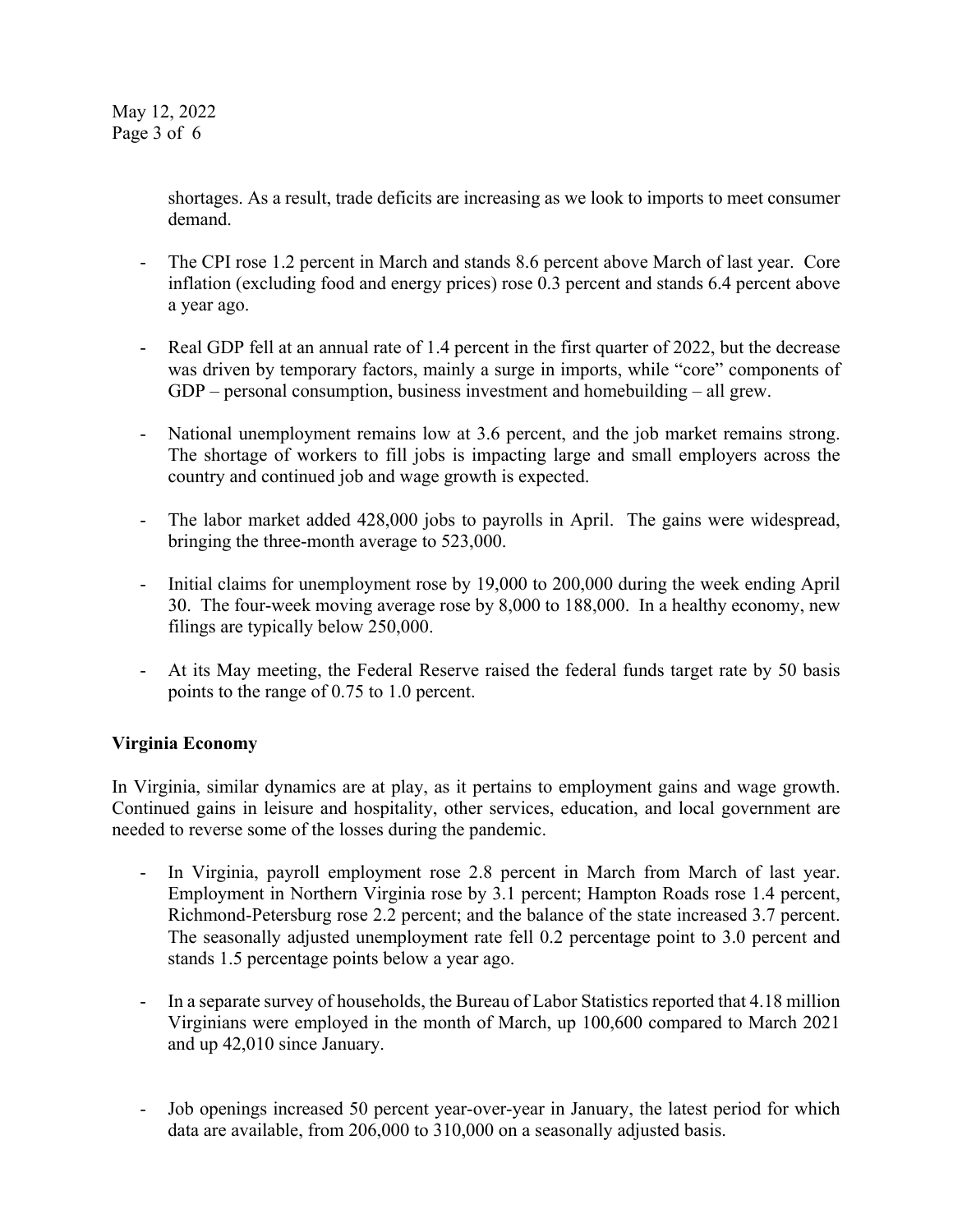shortages. As a result, trade deficits are increasing as we look to imports to meet consumer demand.

- The CPI rose 1.2 percent in March and stands 8.6 percent above March of last year. Core inflation (excluding food and energy prices) rose 0.3 percent and stands 6.4 percent above a year ago.

- Real GDP fell at an annual rate of 1.4 percent in the first quarter of 2022, but the decrease was driven by temporary factors, mainly a surge in imports, while "core" components of GDP – personal consumption, business investment and homebuilding – all grew.

- National unemployment remains low at 3.6 percent, and the job market remains strong. The shortage of workers to fill jobs is impacting large and small employers across the country and continued job and wage growth is expected.

- The labor market added 428,000 jobs to payrolls in April. The gains were widespread, bringing the three-month average to 523,000.

- Initial claims for unemployment rose by 19,000 to 200,000 during the week ending April 30. The four-week moving average rose by 8,000 to 188,000. In a healthy economy, new filings are typically below 250,000.

- At its May meeting, the Federal Reserve raised the federal funds target rate by 50 basis points to the range of 0.75 to 1.0 percent.

**Virginia Economy**

In Virginia, similar dynamics are at play, as it pertains to employment gains and wage growth. Continued gains in leisure and hospitality, other services, education, and local government are needed to reverse some of the losses during the pandemic.

- In Virginia, payroll employment rose 2.8 percent in March from March of last year. Employment in Northern Virginia rose by 3.1 percent; Hampton Roads rose 1.4 percent, Richmond-Petersburg rose 2.2 percent; and the balance of the state increased 3.7 percent. The seasonally adjusted unemployment rate fell 0.2 percentage point to 3.0 percent and stands 1.5 percentage points below a year ago.

- In a separate survey of households, the Bureau of Labor Statistics reported that 4.18 million Virginians were employed in the month of March, up 100,600 compared to March 2021 and up 42,010 since January.

- Job openings increased 50 percent year-over-year in January, the latest period for which data are available, from 206,000 to 310,000 on a seasonally adjusted basis.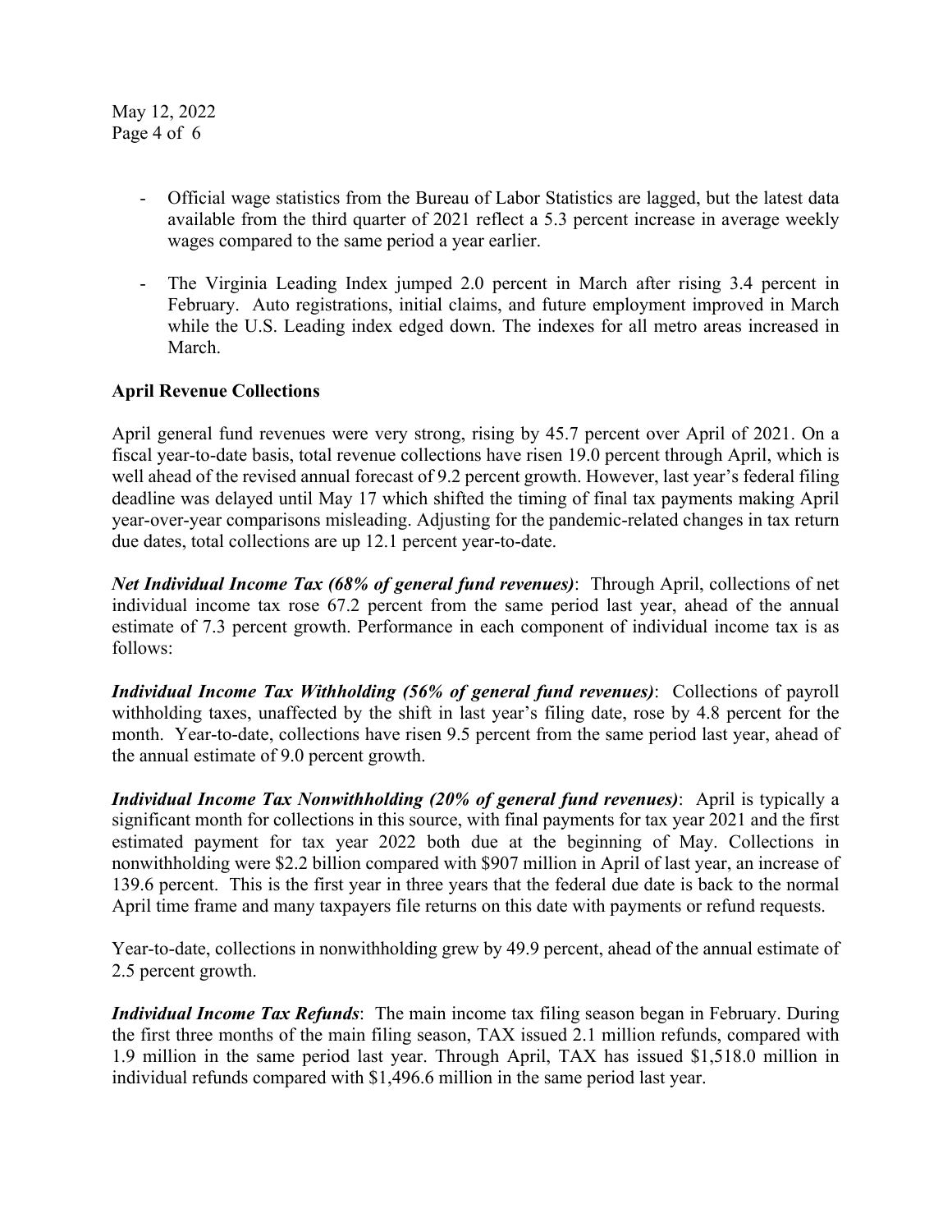- Official wage statistics from the Bureau of Labor Statistics are lagged, but the latest data available from the third quarter of 2021 reflect a 5.3 percent increase in average weekly wages compared to the same period a year earlier.

- The Virginia Leading Index jumped 2.0 percent in March after rising 3.4 percent in February. Auto registrations, initial claims, and future employment improved in March while the U.S. Leading index edged down. The indexes for all metro areas increased in March.

**April Revenue Collections**

April general fund revenues were very strong, rising by 45.7 percent over April of 2021. On a fiscal year-to-date basis, total revenue collections have risen 19.0 percent through April, which is well ahead of the revised annual forecast of 9.2 percent growth. However, last year's federal filing deadline was delayed until May 17 which shifted the timing of final tax payments making April year-over-year comparisons misleading. Adjusting for the pandemic-related changes in tax return due dates, total collections are up 12.1 percent year-to-date.

***Net Individual Income Tax (68% of general fund revenues)***: Through April, collections of net individual income tax rose 67.2 percent from the same period last year, ahead of the annual estimate of 7.3 percent growth. Performance in each component of individual income tax is as follows:

***Individual Income Tax Withholding (56% of general fund revenues)***: Collections of payroll withholding taxes, unaffected by the shift in last year's filing date, rose by 4.8 percent for the month. Year-to-date, collections have risen 9.5 percent from the same period last year, ahead of the annual estimate of 9.0 percent growth.

***Individual Income Tax Nonwithholding (20% of general fund revenues)***: April is typically a significant month for collections in this source, with final payments for tax year 2021 and the first estimated payment for tax year 2022 both due at the beginning of May. Collections in nonwithholding were $2.2 billion compared with $907 million in April of last year, an increase of 139.6 percent. This is the first year in three years that the federal due date is back to the normal April time frame and many taxpayers file returns on this date with payments or refund requests.

Year-to-date, collections in nonwithholding grew by 49.9 percent, ahead of the annual estimate of 2.5 percent growth.

***Individual Income Tax Refunds***: The main income tax filing season began in February. During the first three months of the main filing season, TAX issued 2.1 million refunds, compared with 1.9 million in the same period last year. Through April, TAX has issued $1,518.0 million in individual refunds compared with $1,496.6 million in the same period last year.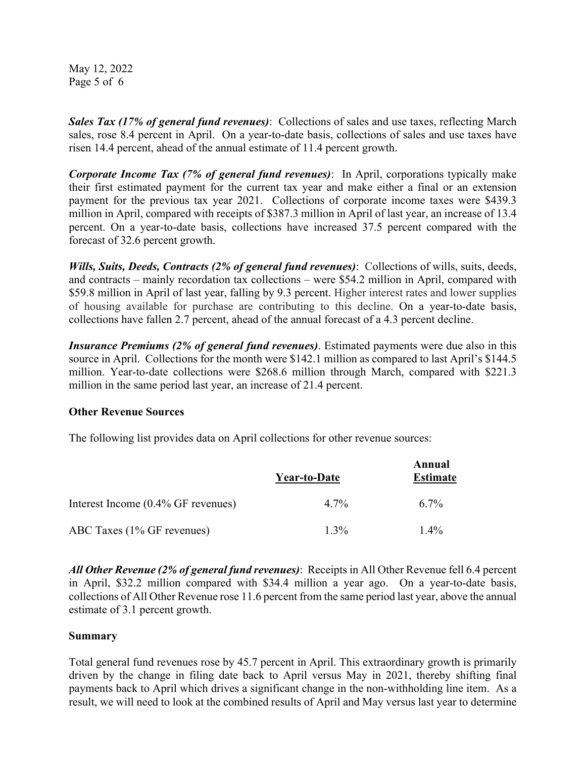***Sales Tax (17% of general fund revenues)***: Collections of sales and use taxes, reflecting March sales, rose 8.4 percent in April. On a year-to-date basis, collections of sales and use taxes have risen 14.4 percent, ahead of the annual estimate of 11.4 percent growth.

***Corporate Income Tax (7% of general fund revenues)***: In April, corporations typically make their first estimated payment for the current tax year and make either a final or an extension payment for the previous tax year 2021. Collections of corporate income taxes were $439.3 million in April, compared with receipts of $387.3 million in April of last year, an increase of 13.4 percent. On a year-to-date basis, collections have increased 37.5 percent compared with the forecast of 32.6 percent growth.

***Wills, Suits, Deeds, Contracts (2% of general fund revenues)***: Collections of wills, suits, deeds, and contracts – mainly recordation tax collections – were $54.2 million in April, compared with $59.8 million in April of last year, falling by 9.3 percent. Higher interest rates and lower supplies of housing available for purchase are contributing to this decline. On a year-to-date basis, collections have fallen 2.7 percent, ahead of the annual forecast of a 4.3 percent decline.

***Insurance Premiums (2% of general fund revenues)***. Estimated payments were due also in this source in April. Collections for the month were $142.1 million as compared to last April's $144.5 million. Year-to-date collections were $268.6 million through March, compared with $221.3 million in the same period last year, an increase of 21.4 percent.

**Other Revenue Sources**

The following list provides data on April collections for other revenue sources:

| | Year-to-Date | Annual Estimate |
|---|---|---|
| Interest Income (0.4% GF revenues) | 4.7% | 6.7% |
| ABC Taxes (1% GF revenues) | 1.3% | 1.4% |

***All Other Revenue (2% of general fund revenues)***: Receipts in All Other Revenue fell 6.4 percent in April, $32.2 million compared with $34.4 million a year ago. On a year-to-date basis, collections of All Other Revenue rose 11.6 percent from the same period last year, above the annual estimate of 3.1 percent growth.

**Summary**

Total general fund revenues rose by 45.7 percent in April. This extraordinary growth is primarily driven by the change in filing date back to April versus May in 2021, thereby shifting final payments back to April which drives a significant change in the non-withholding line item. As a result, we will need to look at the combined results of April and May versus last year to determine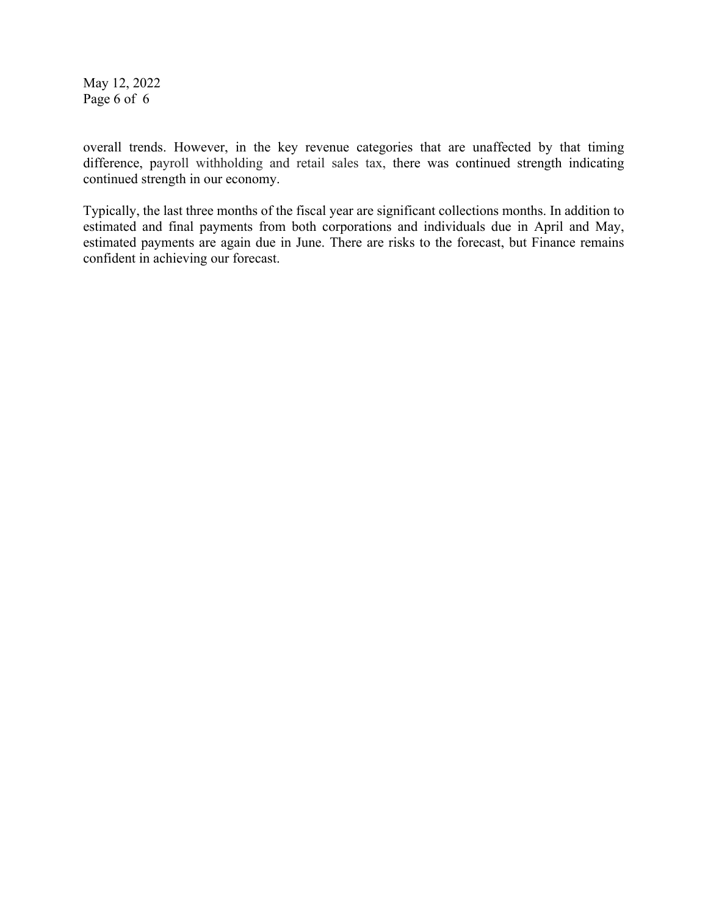overall trends. However, in the key revenue categories that are unaffected by that timing difference, payroll withholding and retail sales tax, there was continued strength indicating continued strength in our economy.

Typically, the last three months of the fiscal year are significant collections months. In addition to estimated and final payments from both corporations and individuals due in April and May, estimated payments are again due in June. There are risks to the forecast, but Finance remains confident in achieving our forecast.